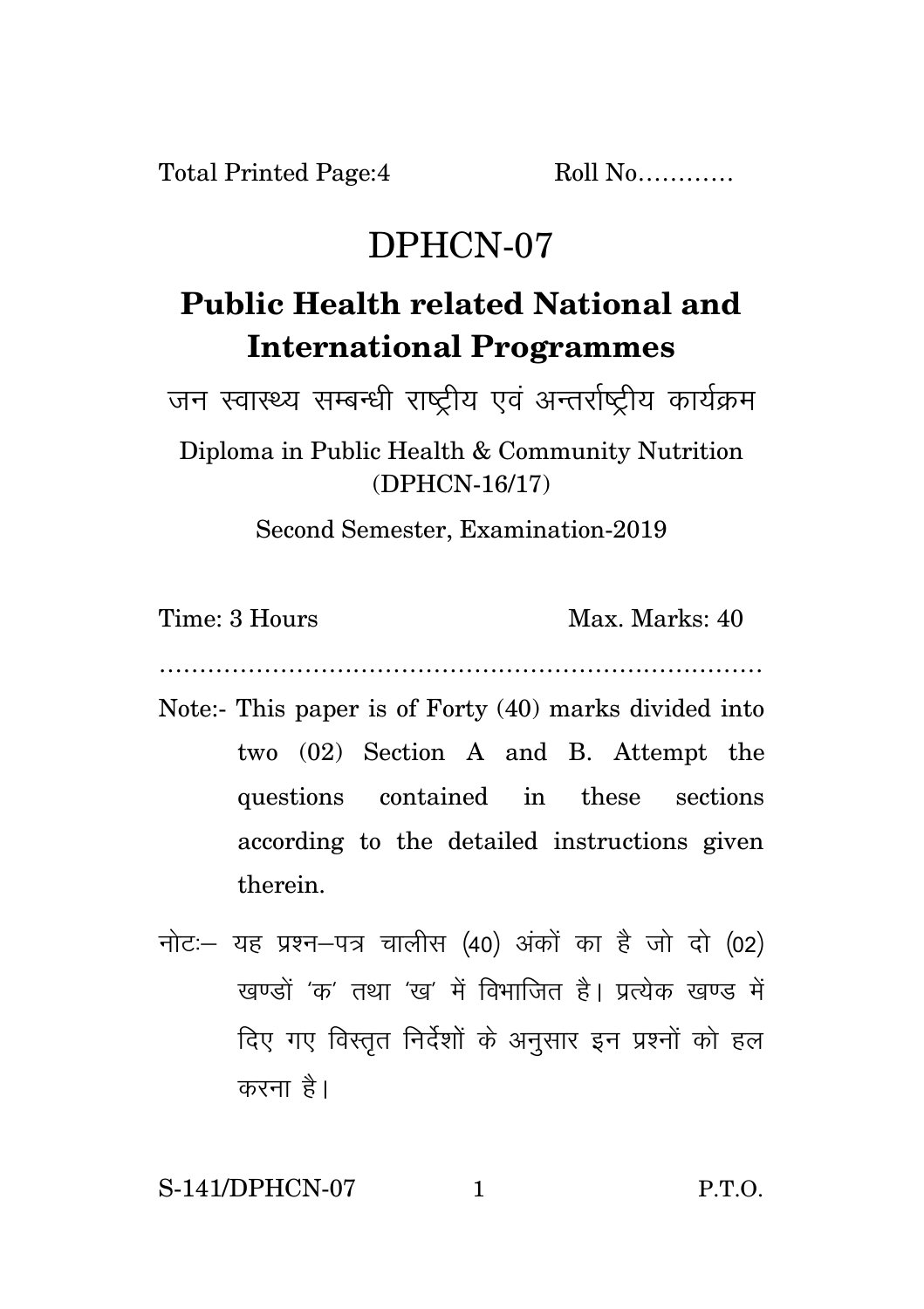Total Printed Page:4 Roll No............

# DPHCN-07

## Public Health related National and International Programmes

जन स्वास्थ्य सम्बन्धी राष्ट्रीय एवं अन्तर्राष्ट्रीय कार्यक्रम

Diploma in Public Health & Community Nutrition (DPHCN-16/17)

Second Semester, Examination-2019

Time: 3 Hours Max. Marks: 40

..........................................................................

Note:- This paper is of Forty (40) marks divided into two (02) Section A and B. Attempt the questions contained in these sections according to the detailed instructions given therein.

नोटः– यह प्रश्न–पत्र चालीस (40) अंकों का है जो दो (02) खण्डों 'क' तथा 'ख' में विभाजित है। प्रत्येक खण्ड में दिए गए विस्तृत निर्देशों के अनुसार इन प्रश्नों को हल करना है।

S-141/DPHCN-07 P.T.O.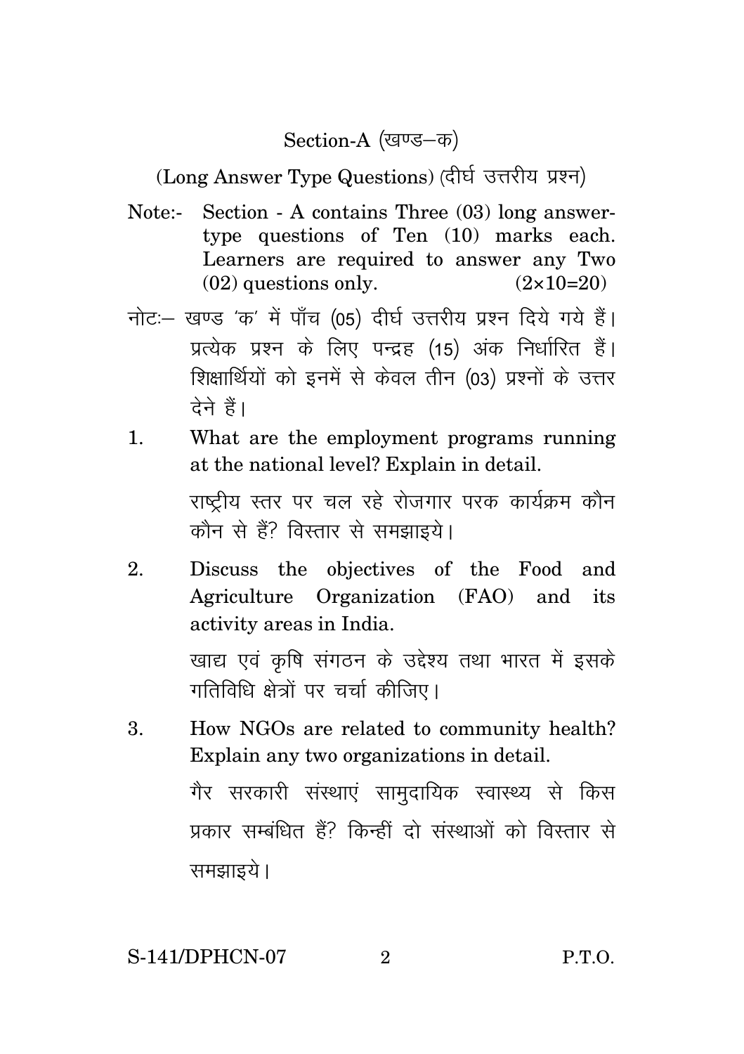## Section-A (खण्ड–क)

(Long Answer Type Questions) (दीर्घ उत्तरीय प्रश्न)

Note:- Section - A contains Three (03) long answer-type questions of Ten (10) marks each. Learners are required to answer any Two (02) questions only. (2×10=20)

नोटः– खण्ड 'क' में पाँच (05) दीर्घ उत्तरीय प्रश्न दिये गये हैं। प्रत्येक प्रश्न के लिए पन्द्रह (15) अंक निर्धारित हैं। शिक्षार्थियों को इनमें से केवल तीन (03) प्रश्नों के उत्तर देने हैं।

1. What are the employment programs running at the national level? Explain in detail.

   राष्ट्रीय स्तर पर चल रहे रोजगार परक कार्यक्रम कौन कौन से हैं? विस्तार से समझाइये।

2. Discuss the objectives of the Food and Agriculture Organization (FAO) and its activity areas in India.

   खाद्य एवं कृषि संगठन के उद्देश्य तथा भारत में इसके गतिविधि क्षेत्रों पर चर्चा कीजिए।

3. How NGOs are related to community health? Explain any two organizations in detail.

   गैर सरकारी संस्थाएं सामुदायिक स्वास्थ्य से किस प्रकार सम्बंधित हैं? किन्हीं दो संस्थाओं को विस्तार से समझाइये।

S-141/DPHCN-07 P.T.O.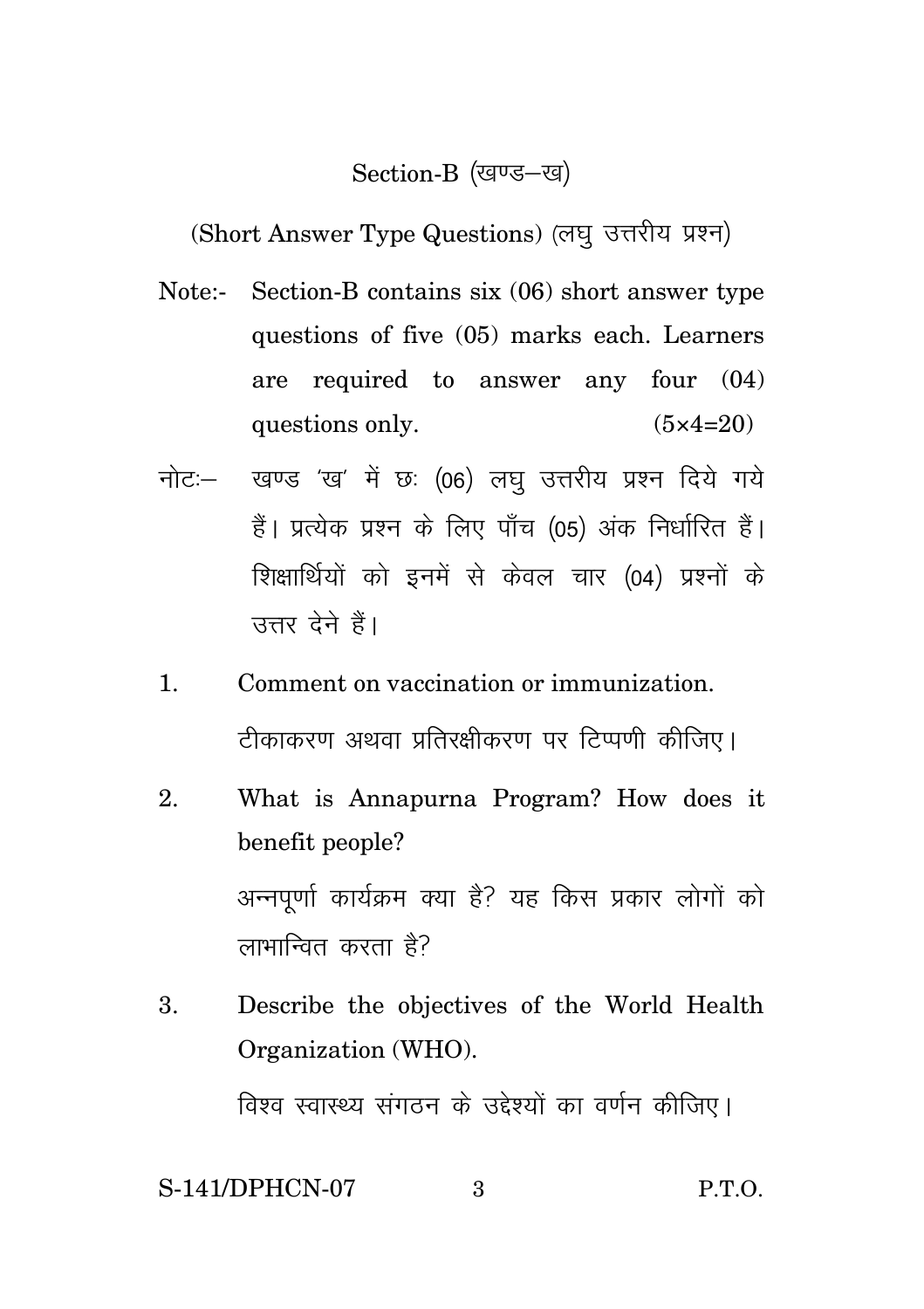## Section-B (खण्ड–ख)

(Short Answer Type Questions) (लघु उत्तरीय प्रश्न)

Note:- Section-B contains six (06) short answer type questions of five (05) marks each. Learners are required to answer any four (04) questions only. (5×4=20)

नोटः– खण्ड 'ख' में छः (06) लघु उत्तरीय प्रश्न दिये गये हैं। प्रत्येक प्रश्न के लिए पाँच (05) अंक निर्धारित हैं। शिक्षार्थियों को इनमें से केवल चार (04) प्रश्नों के उत्तर देने हैं।

1. Comment on vaccination or immunization.

   टीकाकरण अथवा प्रतिरक्षीकरण पर टिप्पणी कीजिए।

2. What is Annapurna Program? How does it benefit people?

   अन्नपूर्णा कार्यक्रम क्या है? यह किस प्रकार लोगों को लाभान्वित करता है?

3. Describe the objectives of the World Health Organization (WHO).

   विश्व स्वास्थ्य संगठन के उद्देश्यों का वर्णन कीजिए।

S-141/DPHCN-07 P.T.O.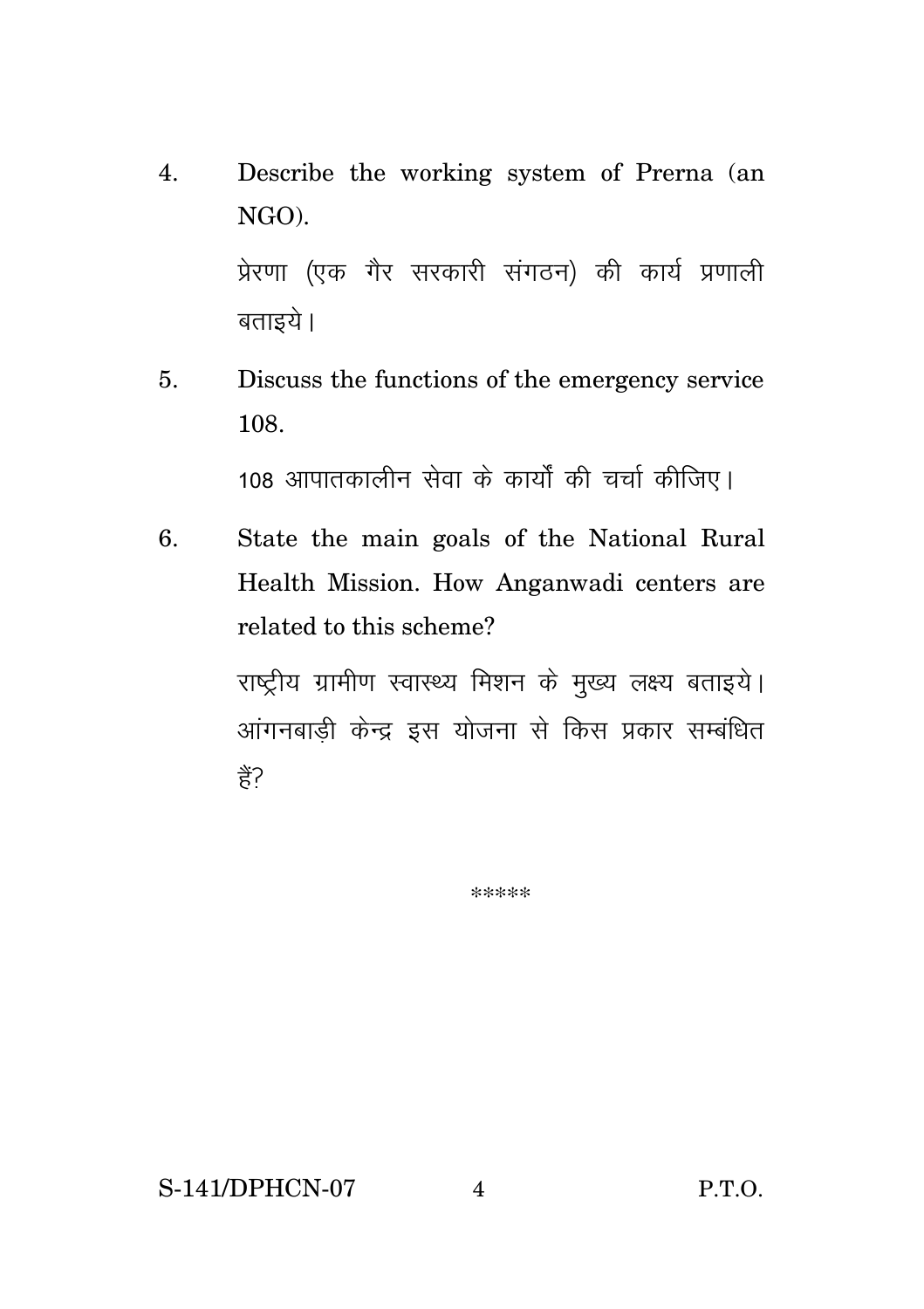4. Describe the working system of Prerna (an NGO).

   प्रेरणा (एक गैर सरकारी संगठन) की कार्य प्रणाली बताइये।

5. Discuss the functions of the emergency service 108.

   108 आपातकालीन सेवा के कार्यों की चर्चा कीजिए।

6. State the main goals of the National Rural Health Mission. How Anganwadi centers are related to this scheme?

   राष्ट्रीय ग्रामीण स्वास्थ्य मिशन के मुख्य लक्ष्य बताइये। आंगनबाड़ी केन्द्र इस योजना से किस प्रकार सम्बंधित हैं?

*****

S-141/DPHCN-07

P.T.O.